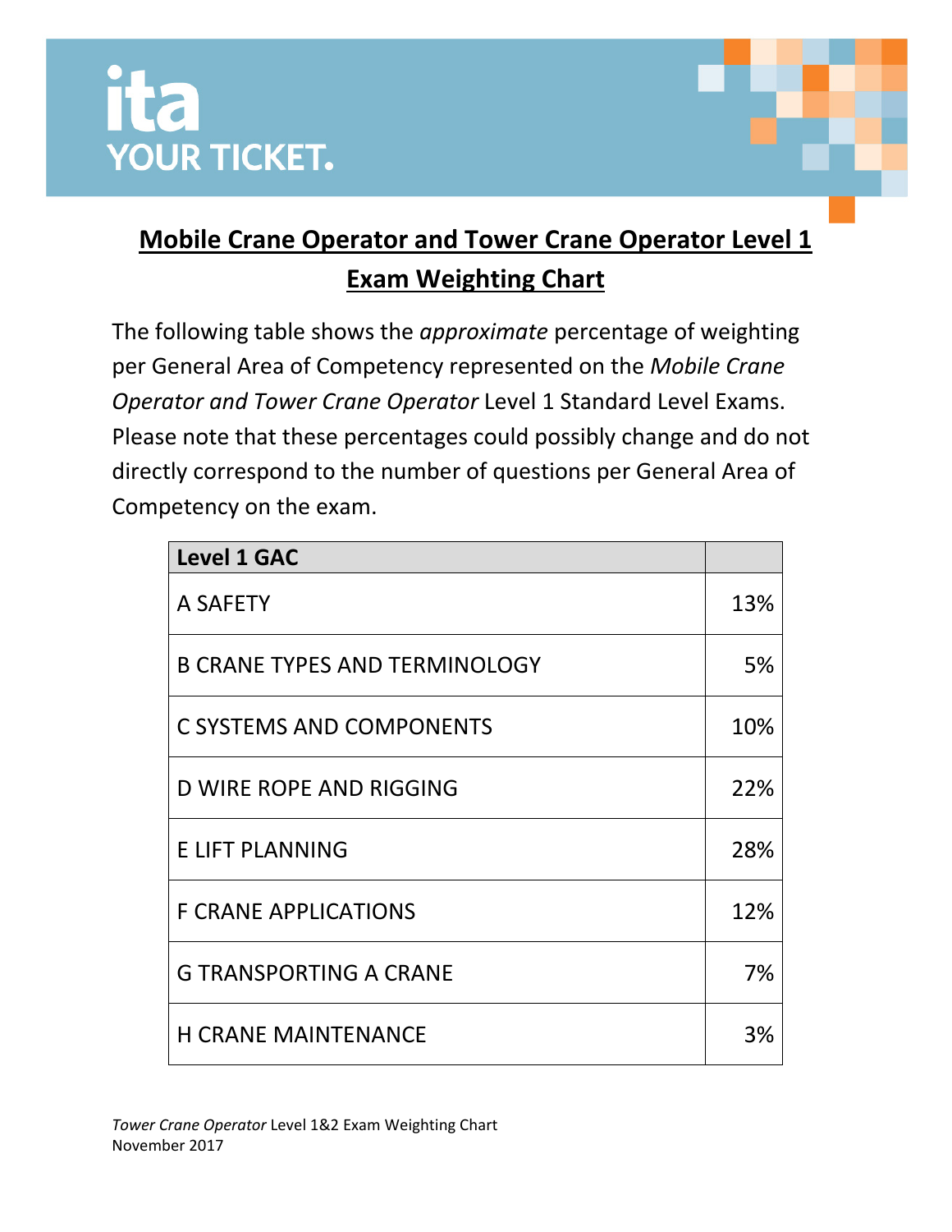ita
YOUR TICKET.

# Mobile Crane Operator and Tower Crane Operator Level 1 Exam Weighting Chart

The following table shows the *approximate* percentage of weighting per General Area of Competency represented on the *Mobile Crane Operator and Tower Crane Operator* Level 1 Standard Level Exams. Please note that these percentages could possibly change and do not directly correspond to the number of questions per General Area of Competency on the exam.

| Level 1 GAC | |
|---|---|
| A SAFETY | 13% |
| B CRANE TYPES AND TERMINOLOGY | 5% |
| C SYSTEMS AND COMPONENTS | 10% |
| D WIRE ROPE AND RIGGING | 22% |
| E LIFT PLANNING | 28% |
| F CRANE APPLICATIONS | 12% |
| G TRANSPORTING A CRANE | 7% |
| H CRANE MAINTENANCE | 3% |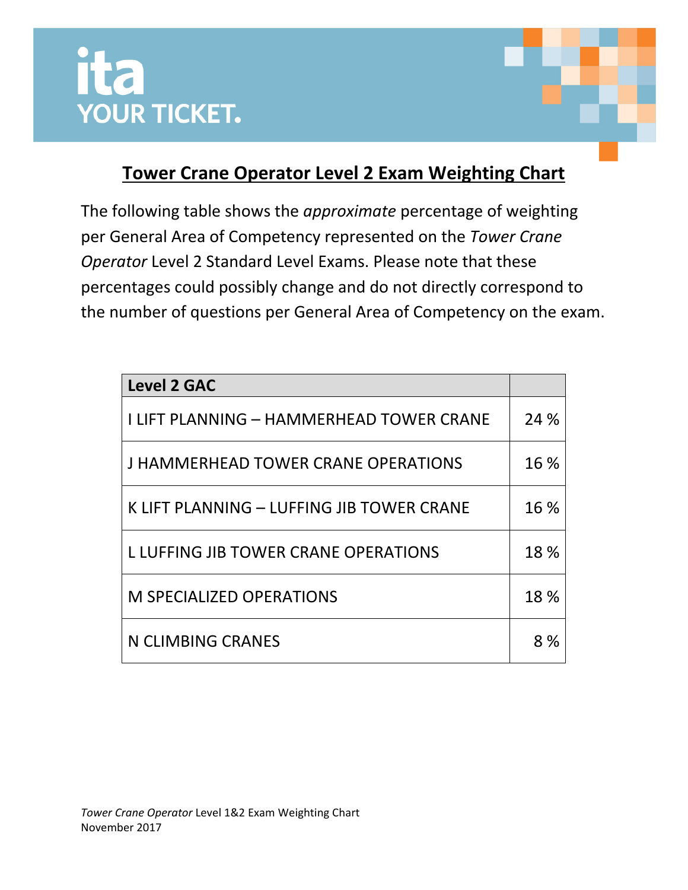# Tower Crane Operator Level 2 Exam Weighting Chart

The following table shows the *approximate* percentage of weighting per General Area of Competency represented on the *Tower Crane Operator* Level 2 Standard Level Exams. Please note that these percentages could possibly change and do not directly correspond to the number of questions per General Area of Competency on the exam.

| Level 2 GAC | |
|---|---|
| I LIFT PLANNING – HAMMERHEAD TOWER CRANE | 24 % |
| J HAMMERHEAD TOWER CRANE OPERATIONS | 16 % |
| K LIFT PLANNING – LUFFING JIB TOWER CRANE | 16 % |
| L LUFFING JIB TOWER CRANE OPERATIONS | 18 % |
| M SPECIALIZED OPERATIONS | 18 % |
| N CLIMBING CRANES | 8 % |